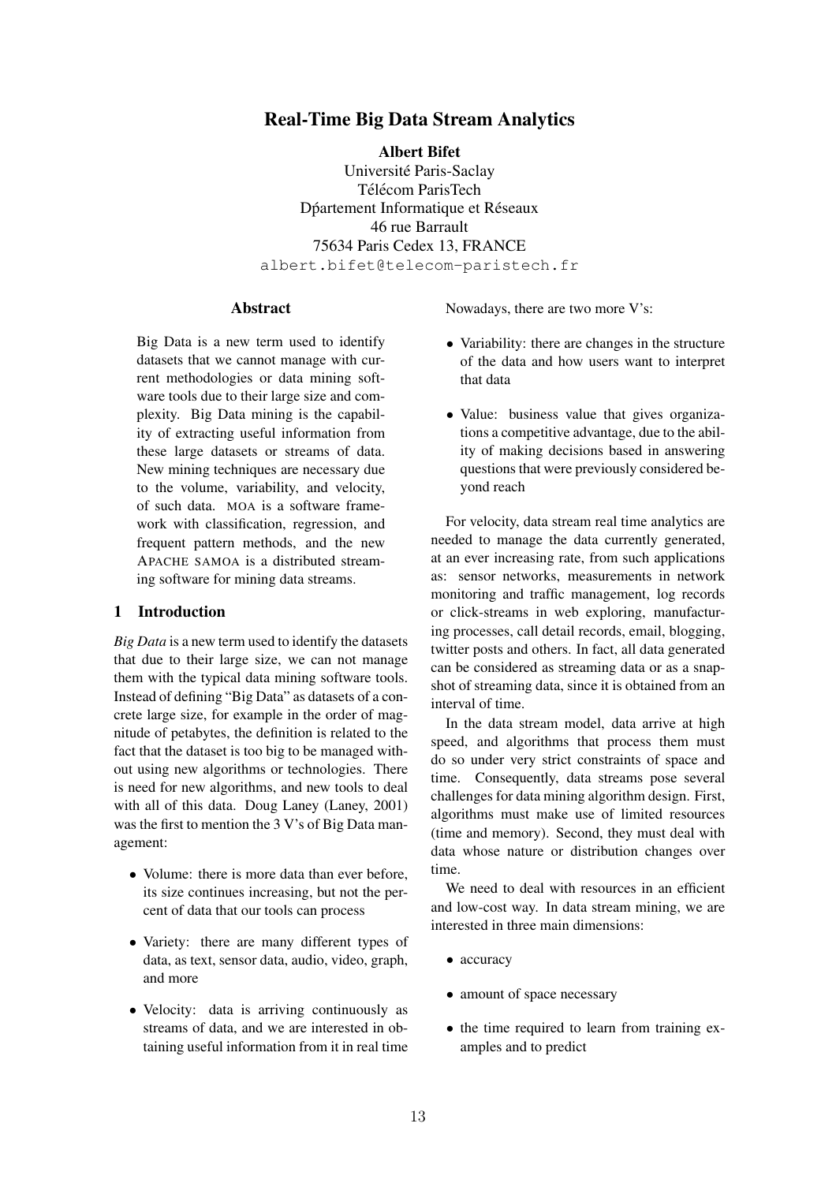# Real-Time Big Data Stream Analytics

**Albert Bifet**
Université Paris-Saclay
Télécom ParisTech
Dṕartement Informatique et Réseaux
46 rue Barrault
75634 Paris Cedex 13, FRANCE
albert.bifet@telecom-paristech.fr

## Abstract

Big Data is a new term used to identify datasets that we cannot manage with current methodologies or data mining software tools due to their large size and complexity. Big Data mining is the capability of extracting useful information from these large datasets or streams of data. New mining techniques are necessary due to the volume, variability, and velocity, of such data. MOA is a software framework with classification, regression, and frequent pattern methods, and the new APACHE SAMOA is a distributed streaming software for mining data streams.

## 1 Introduction

*Big Data* is a new term used to identify the datasets that due to their large size, we can not manage them with the typical data mining software tools. Instead of defining "Big Data" as datasets of a concrete large size, for example in the order of magnitude of petabytes, the definition is related to the fact that the dataset is too big to be managed without using new algorithms or technologies. There is need for new algorithms, and new tools to deal with all of this data. Doug Laney (Laney, 2001) was the first to mention the 3 V's of Big Data management:

- Volume: there is more data than ever before, its size continues increasing, but not the percent of data that our tools can process
- Variety: there are many different types of data, as text, sensor data, audio, video, graph, and more
- Velocity: data is arriving continuously as streams of data, and we are interested in obtaining useful information from it in real time

Nowadays, there are two more V's:

- Variability: there are changes in the structure of the data and how users want to interpret that data
- Value: business value that gives organizations a competitive advantage, due to the ability of making decisions based in answering questions that were previously considered beyond reach

For velocity, data stream real time analytics are needed to manage the data currently generated, at an ever increasing rate, from such applications as: sensor networks, measurements in network monitoring and traffic management, log records or click-streams in web exploring, manufacturing processes, call detail records, email, blogging, twitter posts and others. In fact, all data generated can be considered as streaming data or as a snapshot of streaming data, since it is obtained from an interval of time.

In the data stream model, data arrive at high speed, and algorithms that process them must do so under very strict constraints of space and time. Consequently, data streams pose several challenges for data mining algorithm design. First, algorithms must make use of limited resources (time and memory). Second, they must deal with data whose nature or distribution changes over time.

We need to deal with resources in an efficient and low-cost way. In data stream mining, we are interested in three main dimensions:

- accuracy
- amount of space necessary
- the time required to learn from training examples and to predict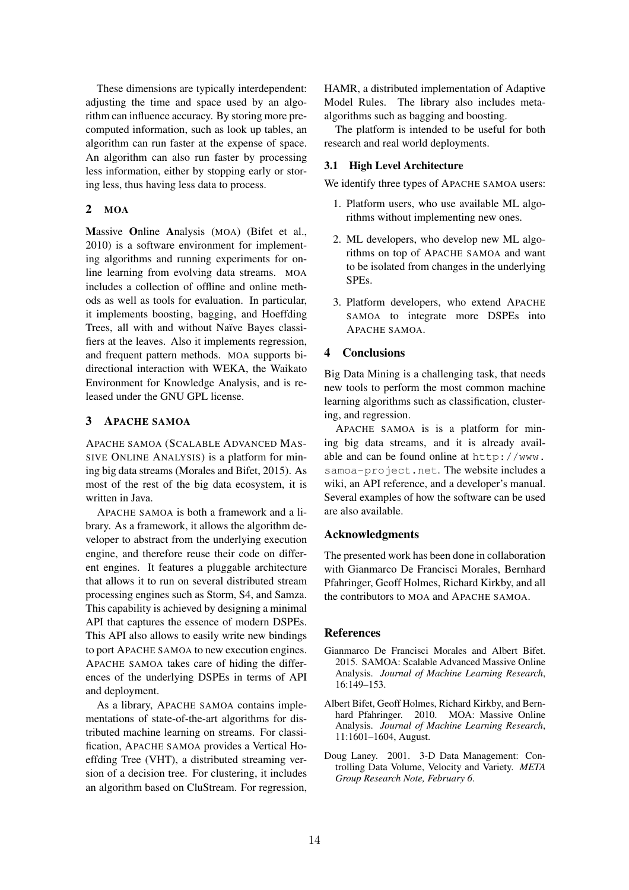These dimensions are typically interdependent: adjusting the time and space used by an algorithm can influence accuracy. By storing more precomputed information, such as look up tables, an algorithm can run faster at the expense of space. An algorithm can also run faster by processing less information, either by stopping early or storing less, thus having less data to process.

## 2 MOA

**M**assive **O**nline **A**nalysis (MOA) (Bifet et al., 2010) is a software environment for implementing algorithms and running experiments for online learning from evolving data streams. MOA includes a collection of offline and online methods as well as tools for evaluation. In particular, it implements boosting, bagging, and Hoeffding Trees, all with and without Naïve Bayes classifiers at the leaves. Also it implements regression, and frequent pattern methods. MOA supports bi-directional interaction with WEKA, the Waikato Environment for Knowledge Analysis, and is released under the GNU GPL license.

## 3 APACHE SAMOA

APACHE SAMOA (SCALABLE ADVANCED MASSIVE ONLINE ANALYSIS) is a platform for mining big data streams (Morales and Bifet, 2015). As most of the rest of the big data ecosystem, it is written in Java.

APACHE SAMOA is both a framework and a library. As a framework, it allows the algorithm developer to abstract from the underlying execution engine, and therefore reuse their code on different engines. It features a pluggable architecture that allows it to run on several distributed stream processing engines such as Storm, S4, and Samza. This capability is achieved by designing a minimal API that captures the essence of modern DSPEs. This API also allows to easily write new bindings to port APACHE SAMOA to new execution engines. APACHE SAMOA takes care of hiding the differences of the underlying DSPEs in terms of API and deployment.

As a library, APACHE SAMOA contains implementations of state-of-the-art algorithms for distributed machine learning on streams. For classification, APACHE SAMOA provides a Vertical Hoeffding Tree (VHT), a distributed streaming version of a decision tree. For clustering, it includes an algorithm based on CluStream. For regression, HAMR, a distributed implementation of Adaptive Model Rules. The library also includes meta-algorithms such as bagging and boosting.

The platform is intended to be useful for both research and real world deployments.

### 3.1 High Level Architecture

We identify three types of APACHE SAMOA users:

1. Platform users, who use available ML algorithms without implementing new ones.
2. ML developers, who develop new ML algorithms on top of APACHE SAMOA and want to be isolated from changes in the underlying SPEs.
3. Platform developers, who extend APACHE SAMOA to integrate more DSPEs into APACHE SAMOA.

## 4 Conclusions

Big Data Mining is a challenging task, that needs new tools to perform the most common machine learning algorithms such as classification, clustering, and regression.

APACHE SAMOA is is a platform for mining big data streams, and it is already available and can be found online at http://www.samoa-project.net. The website includes a wiki, an API reference, and a developer's manual. Several examples of how the software can be used are also available.

## Acknowledgments

The presented work has been done in collaboration with Gianmarco De Francisci Morales, Bernhard Pfahringer, Geoff Holmes, Richard Kirkby, and all the contributors to MOA and APACHE SAMOA.

## References

Gianmarco De Francisci Morales and Albert Bifet. 2015. SAMOA: Scalable Advanced Massive Online Analysis. *Journal of Machine Learning Research*, 16:149–153.

Albert Bifet, Geoff Holmes, Richard Kirkby, and Bernhard Pfahringer. 2010. MOA: Massive Online Analysis. *Journal of Machine Learning Research*, 11:1601–1604, August.

Doug Laney. 2001. 3-D Data Management: Controlling Data Volume, Velocity and Variety. *META Group Research Note, February 6*.